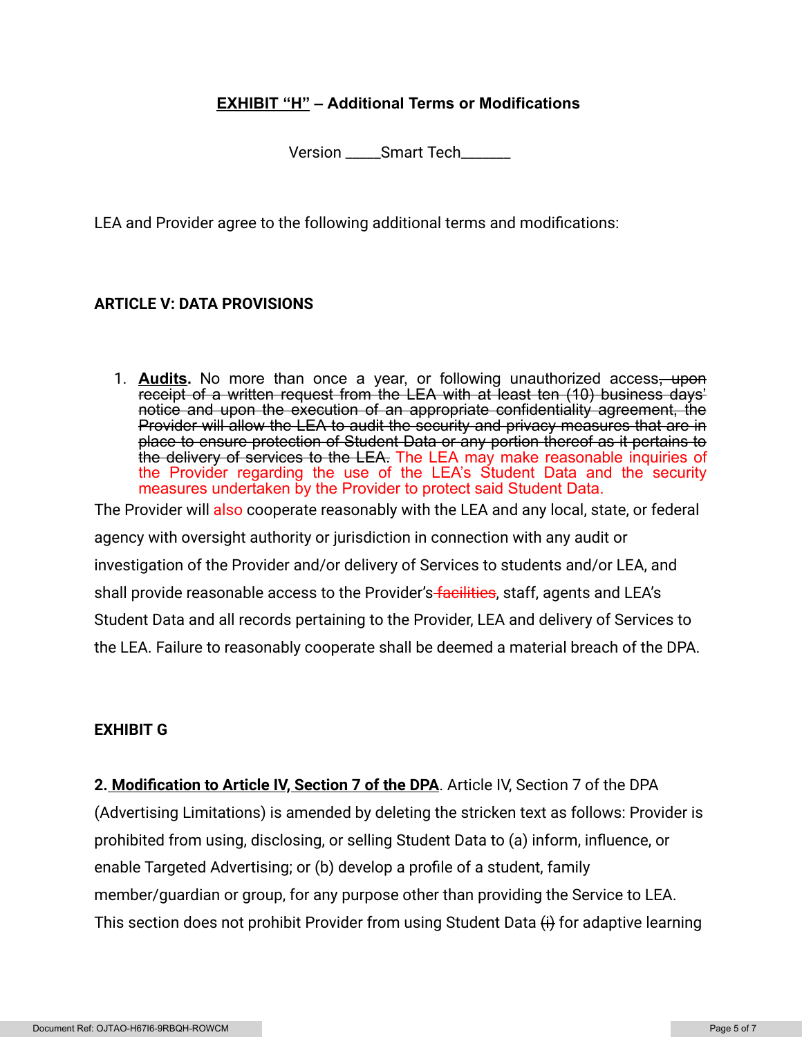**EXHIBIT "H" – Additional Terms or Modifications**

Version _____Smart Tech_______

LEA and Provider agree to the following additional terms and modifications:

**ARTICLE V: DATA PROVISIONS**

1. **Audits.** No more than once a year, or following unauthorized access~~, upon receipt of a written request from the LEA with at least ten (10) business days' notice and upon the execution of an appropriate confidentiality agreement, the Provider will allow the LEA to audit the security and privacy measures that are in place to ensure protection of Student Data or any portion thereof as it pertains to the delivery of services to the LEA.~~ The LEA may make reasonable inquiries of the Provider regarding the use of the LEA's Student Data and the security measures undertaken by the Provider to protect said Student Data.

The Provider will also cooperate reasonably with the LEA and any local, state, or federal agency with oversight authority or jurisdiction in connection with any audit or investigation of the Provider and/or delivery of Services to students and/or LEA, and shall provide reasonable access to the Provider's ~~facilities~~, staff, agents and LEA's Student Data and all records pertaining to the Provider, LEA and delivery of Services to the LEA. Failure to reasonably cooperate shall be deemed a material breach of the DPA.

**EXHIBIT G**

**2. Modification to Article IV, Section 7 of the DPA**. Article IV, Section 7 of the DPA (Advertising Limitations) is amended by deleting the stricken text as follows: Provider is prohibited from using, disclosing, or selling Student Data to (a) inform, influence, or enable Targeted Advertising; or (b) develop a profile of a student, family member/guardian or group, for any purpose other than providing the Service to LEA. This section does not prohibit Provider from using Student Data ~~(i)~~ for adaptive learning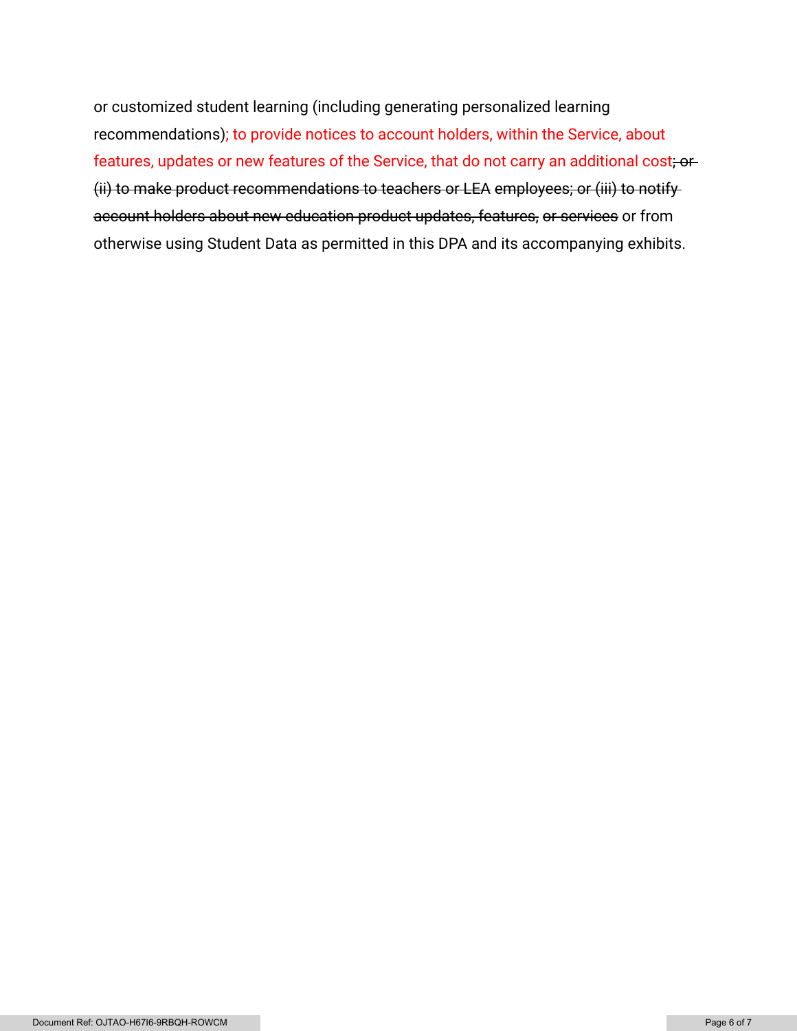or customized student learning (including generating personalized learning recommendations); to provide notices to account holders, within the Service, about features, updates or new features of the Service, that do not carry an additional cost~~; or (ii) to make product recommendations to teachers or LEA employees; or (iii) to notify account holders about new education product updates, features, or services~~ or from otherwise using Student Data as permitted in this DPA and its accompanying exhibits.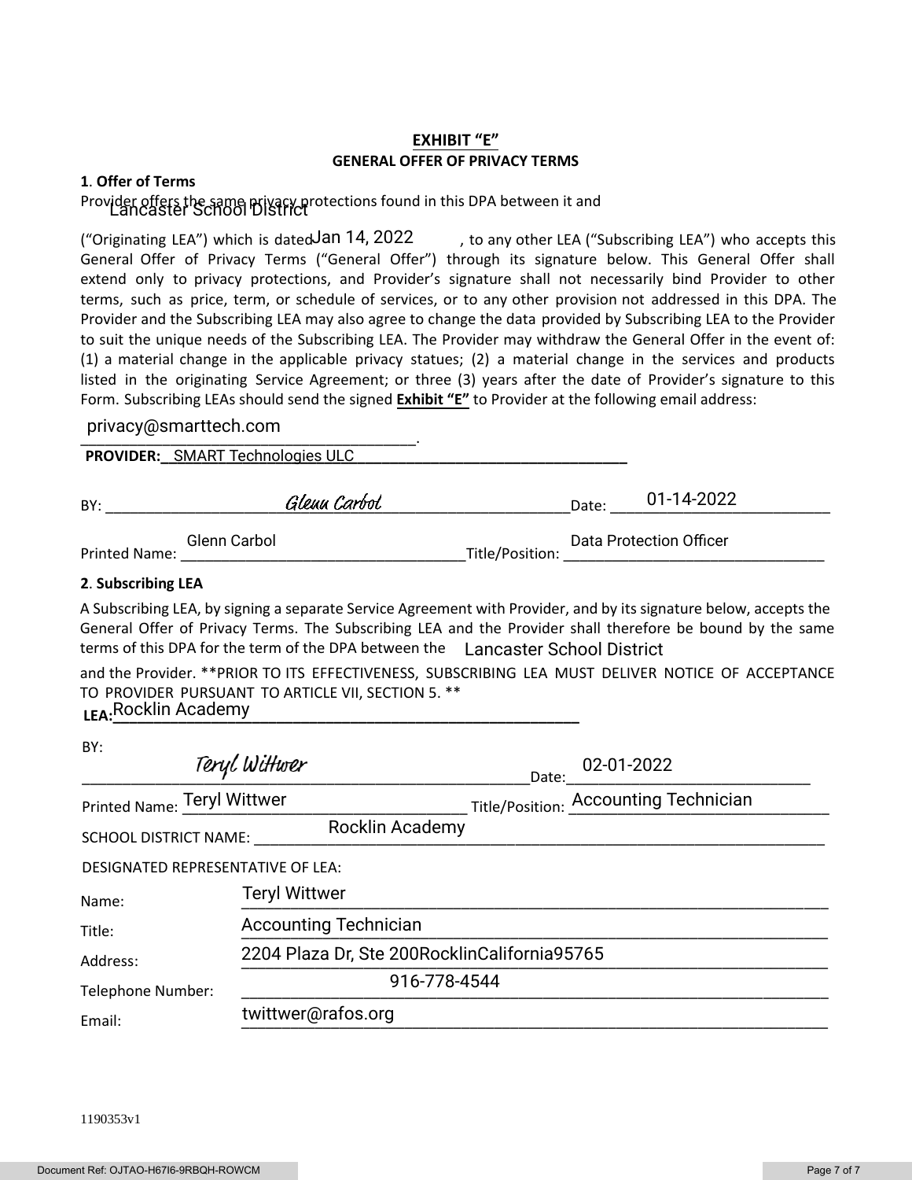**EXHIBIT "E"**
**GENERAL OFFER OF PRIVACY TERMS**

**1. Offer of Terms**

Provider offers the same privacy protections found in this DPA between it and Lancaster School District ("Originating LEA") which is dated Jan 14, 2022, to any other LEA ("Subscribing LEA") who accepts this General Offer of Privacy Terms ("General Offer") through its signature below. This General Offer shall extend only to privacy protections, and Provider's signature shall not necessarily bind Provider to other terms, such as price, term, or schedule of services, or to any other provision not addressed in this DPA. The Provider and the Subscribing LEA may also agree to change the data provided by Subscribing LEA to the Provider to suit the unique needs of the Subscribing LEA. The Provider may withdraw the General Offer in the event of: (1) a material change in the applicable privacy statues; (2) a material change in the services and products listed in the originating Service Agreement; or three (3) years after the date of Provider's signature to this Form. Subscribing LEAs should send the signed **Exhibit "E"** to Provider at the following email address:

privacy@smarttech.com.

**PROVIDER:** SMART Technologies ULC

BY: *Glenn Carbol* Date: 01-14-2022

Printed Name: Glenn Carbol Title/Position: Data Protection Officer

**2. Subscribing LEA**

A Subscribing LEA, by signing a separate Service Agreement with Provider, and by its signature below, accepts the General Offer of Privacy Terms. The Subscribing LEA and the Provider shall therefore be bound by the same terms of this DPA for the term of the DPA between the Lancaster School District and the Provider. \*\*PRIOR TO ITS EFFECTIVENESS, SUBSCRIBING LEA MUST DELIVER NOTICE OF ACCEPTANCE TO PROVIDER PURSUANT TO ARTICLE VII, SECTION 5. \*\*

**LEA:** Rocklin Academy

BY: *Teryl Wittwer* Date: 02-01-2022

Printed Name: Teryl Wittwer Title/Position: Accounting Technician

SCHOOL DISTRICT NAME: Rocklin Academy

DESIGNATED REPRESENTATIVE OF LEA:

Name: Teryl Wittwer

Title: Accounting Technician

Address: 2204 Plaza Dr, Ste 200RocklinCalifornia95765

Telephone Number: 916-778-4544

Email: twittwer@rafos.org

1190353v1